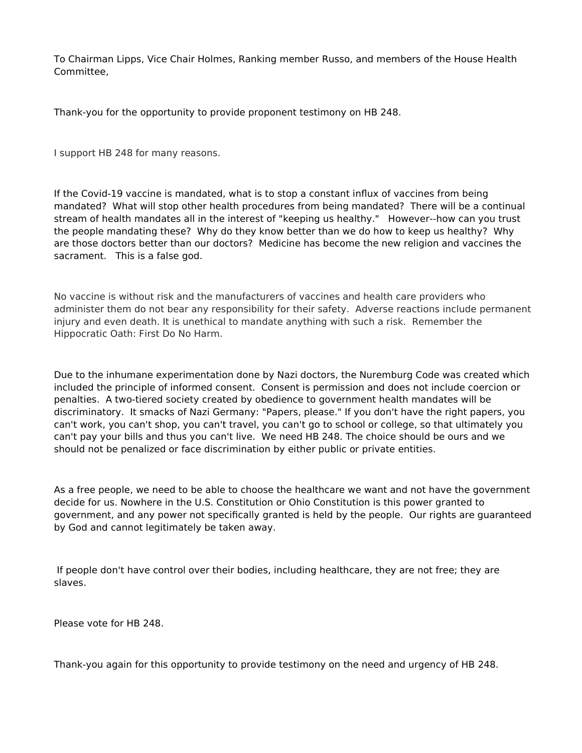To Chairman Lipps, Vice Chair Holmes, Ranking member Russo, and members of the House Health Committee,

Thank-you for the opportunity to provide proponent testimony on HB 248.

I support HB 248 for many reasons.

If the Covid-19 vaccine is mandated, what is to stop a constant influx of vaccines from being mandated? What will stop other health procedures from being mandated? There will be a continual stream of health mandates all in the interest of "keeping us healthy." However--how can you trust the people mandating these? Why do they know better than we do how to keep us healthy? Why are those doctors better than our doctors? Medicine has become the new religion and vaccines the sacrament. This is a false god.

No vaccine is without risk and the manufacturers of vaccines and health care providers who administer them do not bear any responsibility for their safety. Adverse reactions include permanent injury and even death. It is unethical to mandate anything with such a risk. Remember the Hippocratic Oath: First Do No Harm.

Due to the inhumane experimentation done by Nazi doctors, the Nuremburg Code was created which included the principle of informed consent. Consent is permission and does not include coercion or penalties. A two-tiered society created by obedience to government health mandates will be discriminatory. It smacks of Nazi Germany: "Papers, please." If you don't have the right papers, you can't work, you can't shop, you can't travel, you can't go to school or college, so that ultimately you can't pay your bills and thus you can't live. We need HB 248. The choice should be ours and we should not be penalized or face discrimination by either public or private entities.

As a free people, we need to be able to choose the healthcare we want and not have the government decide for us. Nowhere in the U.S. Constitution or Ohio Constitution is this power granted to government, and any power not specifically granted is held by the people. Our rights are guaranteed by God and cannot legitimately be taken away.

If people don't have control over their bodies, including healthcare, they are not free; they are slaves.

Please vote for HB 248.

Thank-you again for this opportunity to provide testimony on the need and urgency of HB 248.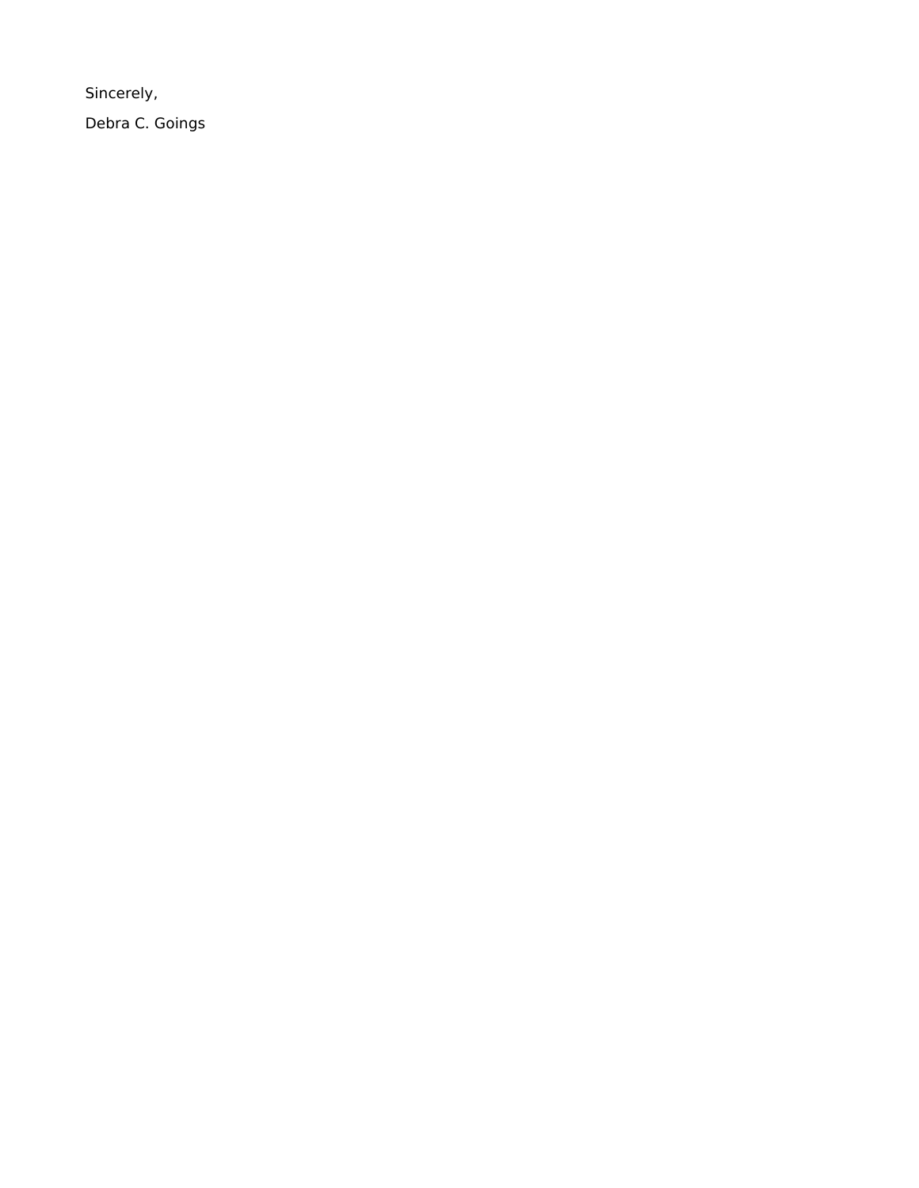Sincerely,

Debra C. Goings